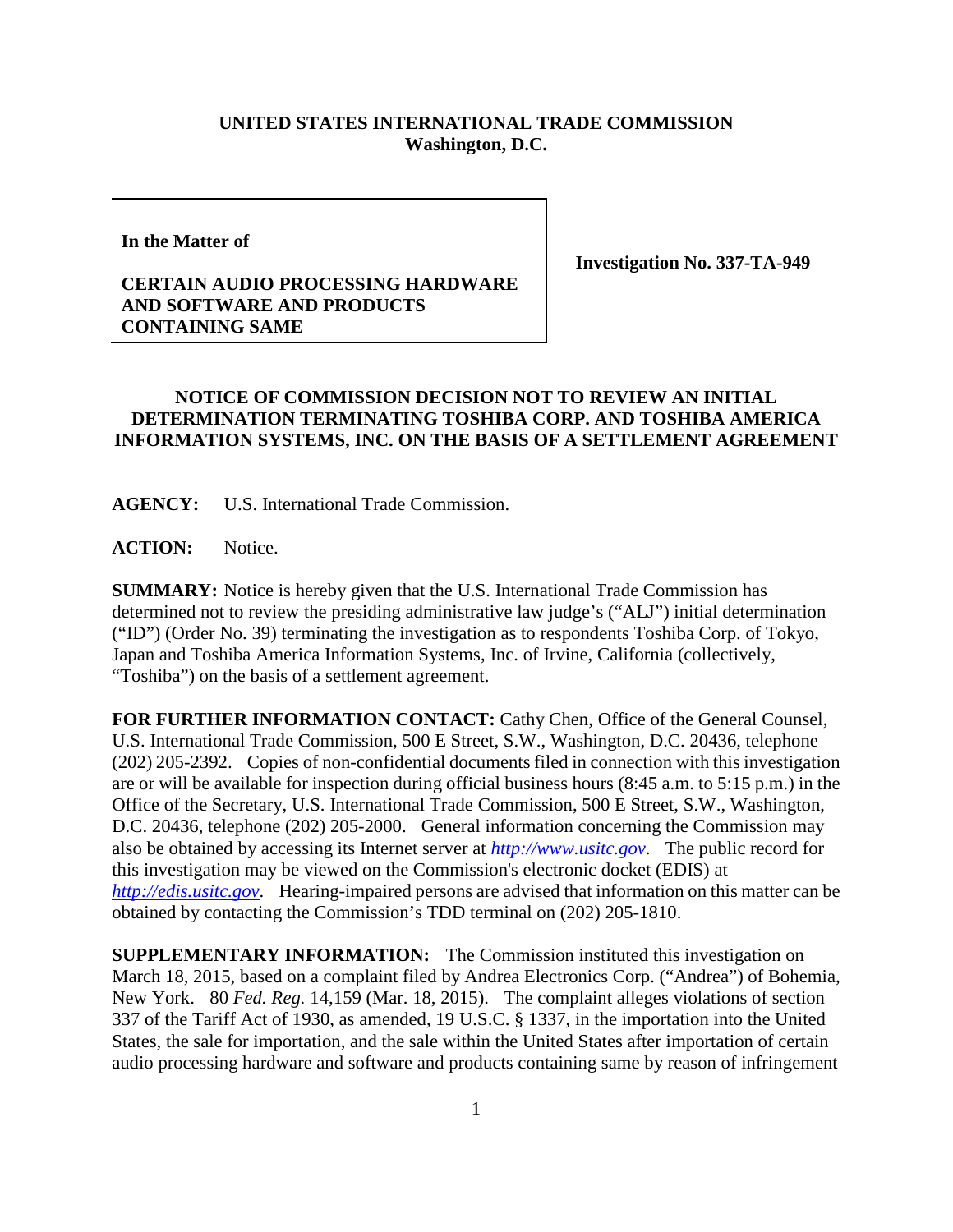**UNITED STATES INTERNATIONAL TRADE COMMISSION**
**Washington, D.C.**

**In the Matter of**

**CERTAIN AUDIO PROCESSING HARDWARE AND SOFTWARE AND PRODUCTS CONTAINING SAME**

**Investigation No. 337-TA-949**

## NOTICE OF COMMISSION DECISION NOT TO REVIEW AN INITIAL DETERMINATION TERMINATING TOSHIBA CORP. AND TOSHIBA AMERICA INFORMATION SYSTEMS, INC. ON THE BASIS OF A SETTLEMENT AGREEMENT

**AGENCY:** U.S. International Trade Commission.

**ACTION:** Notice.

**SUMMARY:** Notice is hereby given that the U.S. International Trade Commission has determined not to review the presiding administrative law judge's ("ALJ") initial determination ("ID") (Order No. 39) terminating the investigation as to respondents Toshiba Corp. of Tokyo, Japan and Toshiba America Information Systems, Inc. of Irvine, California (collectively, "Toshiba") on the basis of a settlement agreement.

**FOR FURTHER INFORMATION CONTACT:** Cathy Chen, Office of the General Counsel, U.S. International Trade Commission, 500 E Street, S.W., Washington, D.C. 20436, telephone (202) 205-2392. Copies of non-confidential documents filed in connection with this investigation are or will be available for inspection during official business hours (8:45 a.m. to 5:15 p.m.) in the Office of the Secretary, U.S. International Trade Commission, 500 E Street, S.W., Washington, D.C. 20436, telephone (202) 205-2000. General information concerning the Commission may also be obtained by accessing its Internet server at *http://www.usitc.gov*. The public record for this investigation may be viewed on the Commission's electronic docket (EDIS) at *http://edis.usitc.gov*. Hearing-impaired persons are advised that information on this matter can be obtained by contacting the Commission's TDD terminal on (202) 205-1810.

**SUPPLEMENTARY INFORMATION:** The Commission instituted this investigation on March 18, 2015, based on a complaint filed by Andrea Electronics Corp. ("Andrea") of Bohemia, New York. 80 *Fed. Reg.* 14,159 (Mar. 18, 2015). The complaint alleges violations of section 337 of the Tariff Act of 1930, as amended, 19 U.S.C. § 1337, in the importation into the United States, the sale for importation, and the sale within the United States after importation of certain audio processing hardware and software and products containing same by reason of infringement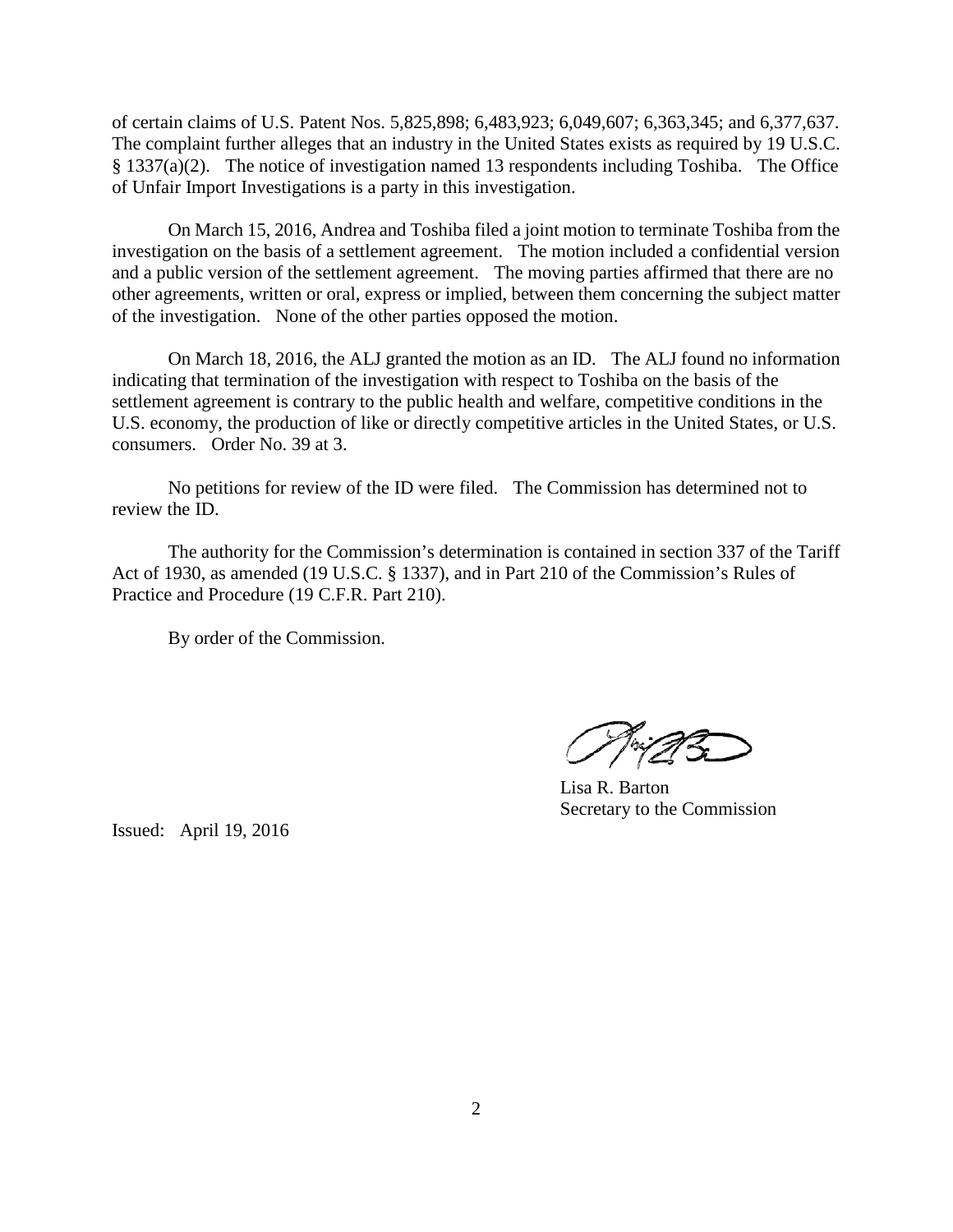of certain claims of U.S. Patent Nos. 5,825,898; 6,483,923; 6,049,607; 6,363,345; and 6,377,637. The complaint further alleges that an industry in the United States exists as required by 19 U.S.C. § 1337(a)(2). The notice of investigation named 13 respondents including Toshiba. The Office of Unfair Import Investigations is a party in this investigation.

On March 15, 2016, Andrea and Toshiba filed a joint motion to terminate Toshiba from the investigation on the basis of a settlement agreement. The motion included a confidential version and a public version of the settlement agreement. The moving parties affirmed that there are no other agreements, written or oral, express or implied, between them concerning the subject matter of the investigation. None of the other parties opposed the motion.

On March 18, 2016, the ALJ granted the motion as an ID. The ALJ found no information indicating that termination of the investigation with respect to Toshiba on the basis of the settlement agreement is contrary to the public health and welfare, competitive conditions in the U.S. economy, the production of like or directly competitive articles in the United States, or U.S. consumers. Order No. 39 at 3.

No petitions for review of the ID were filed. The Commission has determined not to review the ID.

The authority for the Commission's determination is contained in section 337 of the Tariff Act of 1930, as amended (19 U.S.C. § 1337), and in Part 210 of the Commission's Rules of Practice and Procedure (19 C.F.R. Part 210).

By order of the Commission.

Lisa R. Barton
Secretary to the Commission

Issued: April 19, 2016